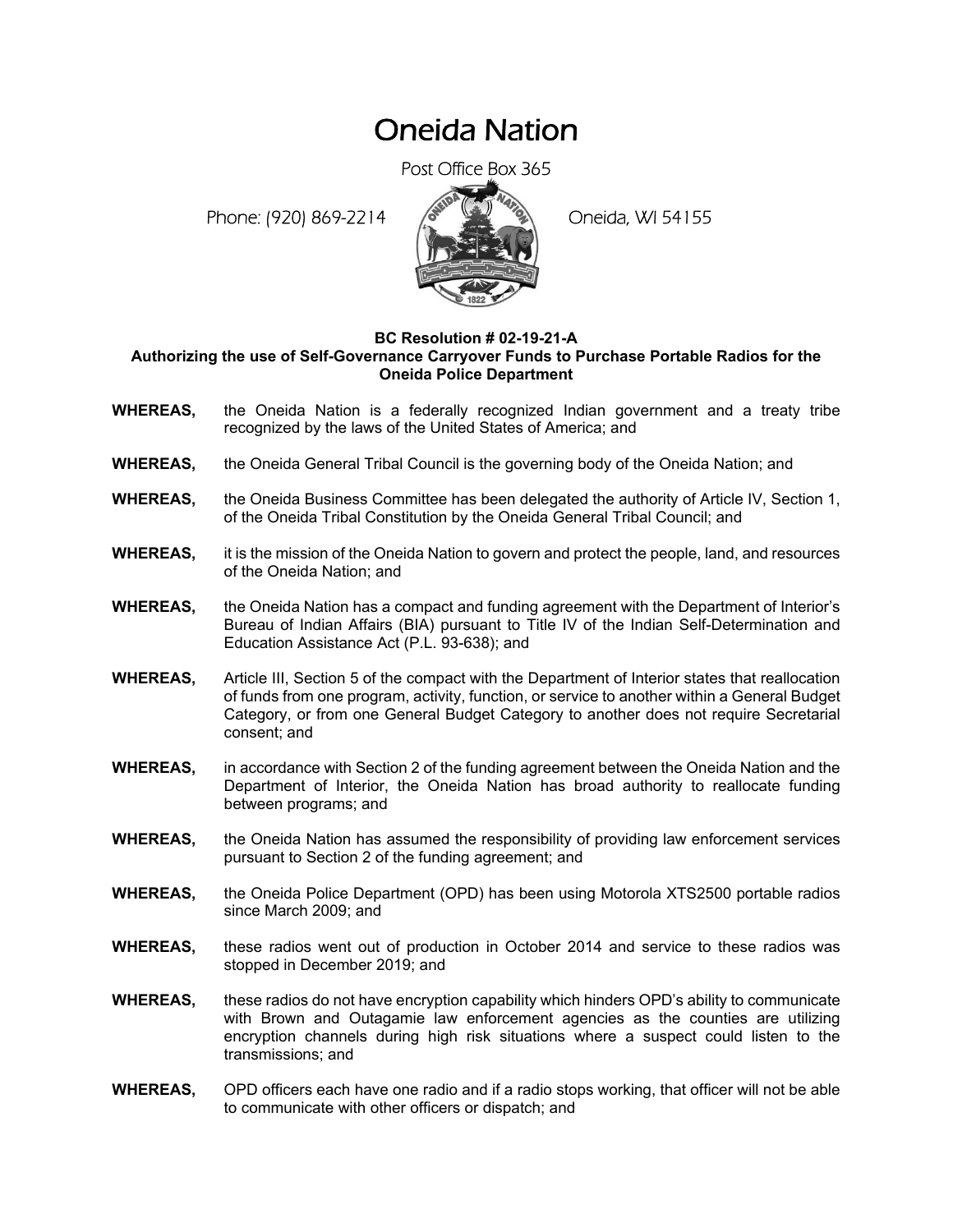# Oneida Nation

Post Office Box 365

Phone: (920) 869-2214 Oneida, WI 54155

**BC Resolution # 02-19-21-A**
**Authorizing the use of Self-Governance Carryover Funds to Purchase Portable Radios for the Oneida Police Department**

**WHEREAS,** the Oneida Nation is a federally recognized Indian government and a treaty tribe recognized by the laws of the United States of America; and

**WHEREAS,** the Oneida General Tribal Council is the governing body of the Oneida Nation; and

**WHEREAS,** the Oneida Business Committee has been delegated the authority of Article IV, Section 1, of the Oneida Tribal Constitution by the Oneida General Tribal Council; and

**WHEREAS,** it is the mission of the Oneida Nation to govern and protect the people, land, and resources of the Oneida Nation; and

**WHEREAS,** the Oneida Nation has a compact and funding agreement with the Department of Interior's Bureau of Indian Affairs (BIA) pursuant to Title IV of the Indian Self-Determination and Education Assistance Act (P.L. 93-638); and

**WHEREAS,** Article III, Section 5 of the compact with the Department of Interior states that reallocation of funds from one program, activity, function, or service to another within a General Budget Category, or from one General Budget Category to another does not require Secretarial consent; and

**WHEREAS,** in accordance with Section 2 of the funding agreement between the Oneida Nation and the Department of Interior, the Oneida Nation has broad authority to reallocate funding between programs; and

**WHEREAS,** the Oneida Nation has assumed the responsibility of providing law enforcement services pursuant to Section 2 of the funding agreement; and

**WHEREAS,** the Oneida Police Department (OPD) has been using Motorola XTS2500 portable radios since March 2009; and

**WHEREAS,** these radios went out of production in October 2014 and service to these radios was stopped in December 2019; and

**WHEREAS,** these radios do not have encryption capability which hinders OPD's ability to communicate with Brown and Outagamie law enforcement agencies as the counties are utilizing encryption channels during high risk situations where a suspect could listen to the transmissions; and

**WHEREAS,** OPD officers each have one radio and if a radio stops working, that officer will not be able to communicate with other officers or dispatch; and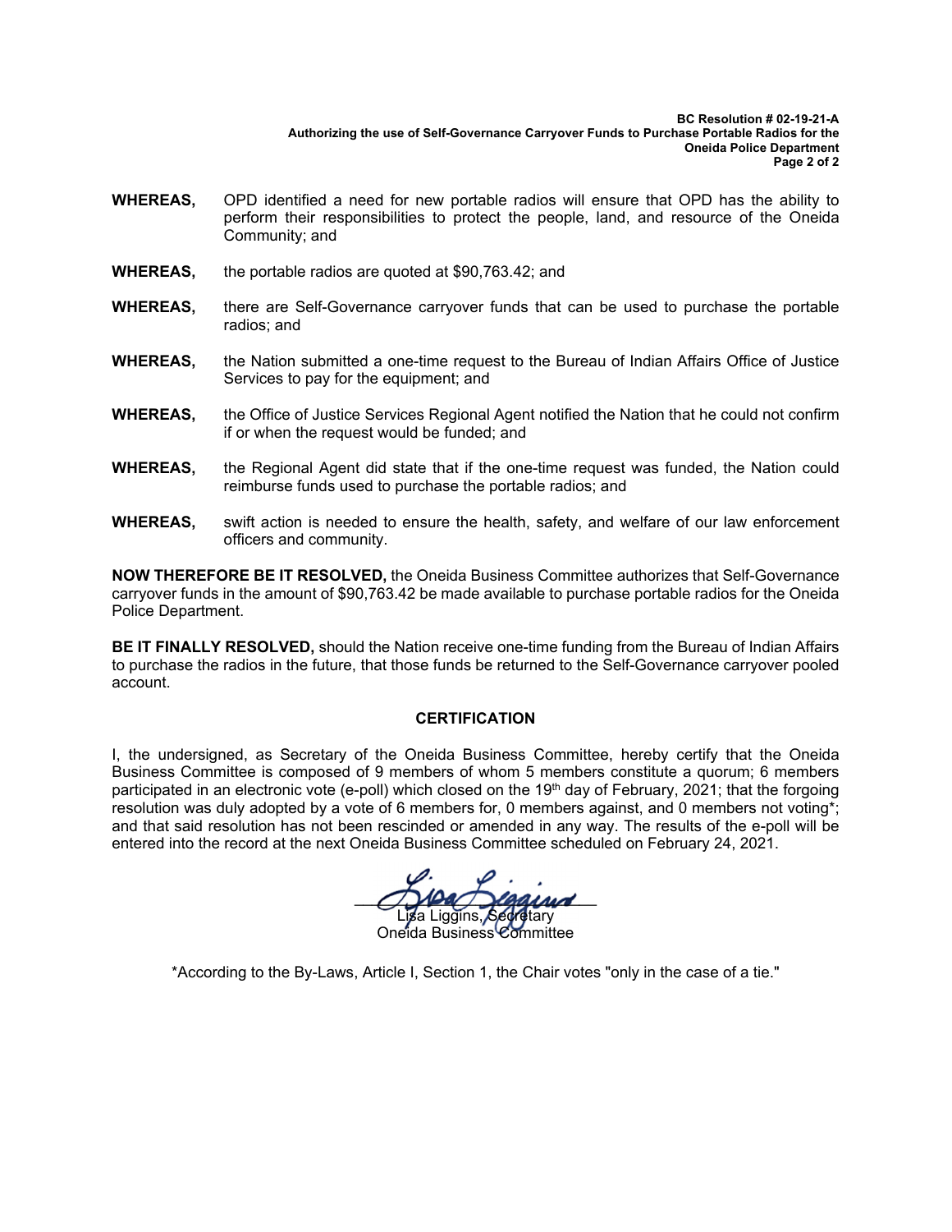**WHEREAS,** OPD identified a need for new portable radios will ensure that OPD has the ability to perform their responsibilities to protect the people, land, and resource of the Oneida Community; and

**WHEREAS,** the portable radios are quoted at $90,763.42; and

**WHEREAS,** there are Self-Governance carryover funds that can be used to purchase the portable radios; and

**WHEREAS,** the Nation submitted a one-time request to the Bureau of Indian Affairs Office of Justice Services to pay for the equipment; and

**WHEREAS,** the Office of Justice Services Regional Agent notified the Nation that he could not confirm if or when the request would be funded; and

**WHEREAS,** the Regional Agent did state that if the one-time request was funded, the Nation could reimburse funds used to purchase the portable radios; and

**WHEREAS,** swift action is needed to ensure the health, safety, and welfare of our law enforcement officers and community.

**NOW THEREFORE BE IT RESOLVED,** the Oneida Business Committee authorizes that Self-Governance carryover funds in the amount of $90,763.42 be made available to purchase portable radios for the Oneida Police Department.

**BE IT FINALLY RESOLVED,** should the Nation receive one-time funding from the Bureau of Indian Affairs to purchase the radios in the future, that those funds be returned to the Self-Governance carryover pooled account.

## CERTIFICATION

I, the undersigned, as Secretary of the Oneida Business Committee, hereby certify that the Oneida Business Committee is composed of 9 members of whom 5 members constitute a quorum; 6 members participated in an electronic vote (e-poll) which closed on the 19th day of February, 2021; that the forgoing resolution was duly adopted by a vote of 6 members for, 0 members against, and 0 members not voting*; and that said resolution has not been rescinded or amended in any way. The results of the e-poll will be entered into the record at the next Oneida Business Committee scheduled on February 24, 2021.

Lisa Liggins, Secretary
Oneida Business Committee

*According to the By-Laws, Article I, Section 1, the Chair votes "only in the case of a tie."